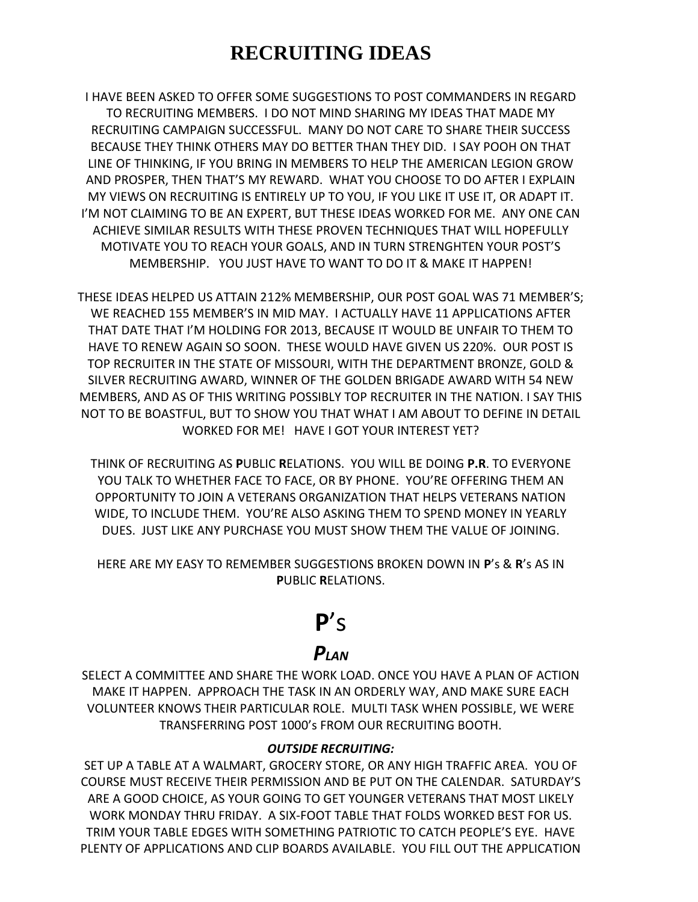# RECRUITING IDEAS

I HAVE BEEN ASKED TO OFFER SOME SUGGESTIONS TO POST COMMANDERS IN REGARD TO RECRUITING MEMBERS. I DO NOT MIND SHARING MY IDEAS THAT MADE MY RECRUITING CAMPAIGN SUCCESSFUL. MANY DO NOT CARE TO SHARE THEIR SUCCESS BECAUSE THEY THINK OTHERS MAY DO BETTER THAN THEY DID. I SAY POOH ON THAT LINE OF THINKING, IF YOU BRING IN MEMBERS TO HELP THE AMERICAN LEGION GROW AND PROSPER, THEN THAT'S MY REWARD. WHAT YOU CHOOSE TO DO AFTER I EXPLAIN MY VIEWS ON RECRUITING IS ENTIRELY UP TO YOU, IF YOU LIKE IT USE IT, OR ADAPT IT. I'M NOT CLAIMING TO BE AN EXPERT, BUT THESE IDEAS WORKED FOR ME. ANY ONE CAN ACHIEVE SIMILAR RESULTS WITH THESE PROVEN TECHNIQUES THAT WILL HOPEFULLY MOTIVATE YOU TO REACH YOUR GOALS, AND IN TURN STRENGHTEN YOUR POST'S MEMBERSHIP. YOU JUST HAVE TO WANT TO DO IT & MAKE IT HAPPEN!

THESE IDEAS HELPED US ATTAIN 212% MEMBERSHIP, OUR POST GOAL WAS 71 MEMBER'S; WE REACHED 155 MEMBER'S IN MID MAY. I ACTUALLY HAVE 11 APPLICATIONS AFTER THAT DATE THAT I'M HOLDING FOR 2013, BECAUSE IT WOULD BE UNFAIR TO THEM TO HAVE TO RENEW AGAIN SO SOON. THESE WOULD HAVE GIVEN US 220%. OUR POST IS TOP RECRUITER IN THE STATE OF MISSOURI, WITH THE DEPARTMENT BRONZE, GOLD & SILVER RECRUITING AWARD, WINNER OF THE GOLDEN BRIGADE AWARD WITH 54 NEW MEMBERS, AND AS OF THIS WRITING POSSIBLY TOP RECRUITER IN THE NATION. I SAY THIS NOT TO BE BOASTFUL, BUT TO SHOW YOU THAT WHAT I AM ABOUT TO DEFINE IN DETAIL WORKED FOR ME! HAVE I GOT YOUR INTEREST YET?

THINK OF RECRUITING AS **P**UBLIC **R**ELATIONS. YOU WILL BE DOING **P.R**. TO EVERYONE YOU TALK TO WHETHER FACE TO FACE, OR BY PHONE. YOU'RE OFFERING THEM AN OPPORTUNITY TO JOIN A VETERANS ORGANIZATION THAT HELPS VETERANS NATION WIDE, TO INCLUDE THEM. YOU'RE ALSO ASKING THEM TO SPEND MONEY IN YEARLY DUES. JUST LIKE ANY PURCHASE YOU MUST SHOW THEM THE VALUE OF JOINING.

HERE ARE MY EASY TO REMEMBER SUGGESTIONS BROKEN DOWN IN **P**'s & **R**'s AS IN **P**UBLIC **R**ELATIONS.

## **P**'S

### ***PLAN***

SELECT A COMMITTEE AND SHARE THE WORK LOAD. ONCE YOU HAVE A PLAN OF ACTION MAKE IT HAPPEN. APPROACH THE TASK IN AN ORDERLY WAY, AND MAKE SURE EACH VOLUNTEER KNOWS THEIR PARTICULAR ROLE. MULTI TASK WHEN POSSIBLE, WE WERE TRANSFERRING POST 1000's FROM OUR RECRUITING BOOTH.

***OUTSIDE RECRUITING:***

SET UP A TABLE AT A WALMART, GROCERY STORE, OR ANY HIGH TRAFFIC AREA. YOU OF COURSE MUST RECEIVE THEIR PERMISSION AND BE PUT ON THE CALENDAR. SATURDAY'S ARE A GOOD CHOICE, AS YOUR GOING TO GET YOUNGER VETERANS THAT MOST LIKELY WORK MONDAY THRU FRIDAY. A SIX-FOOT TABLE THAT FOLDS WORKED BEST FOR US. TRIM YOUR TABLE EDGES WITH SOMETHING PATRIOTIC TO CATCH PEOPLE'S EYE. HAVE PLENTY OF APPLICATIONS AND CLIP BOARDS AVAILABLE. YOU FILL OUT THE APPLICATION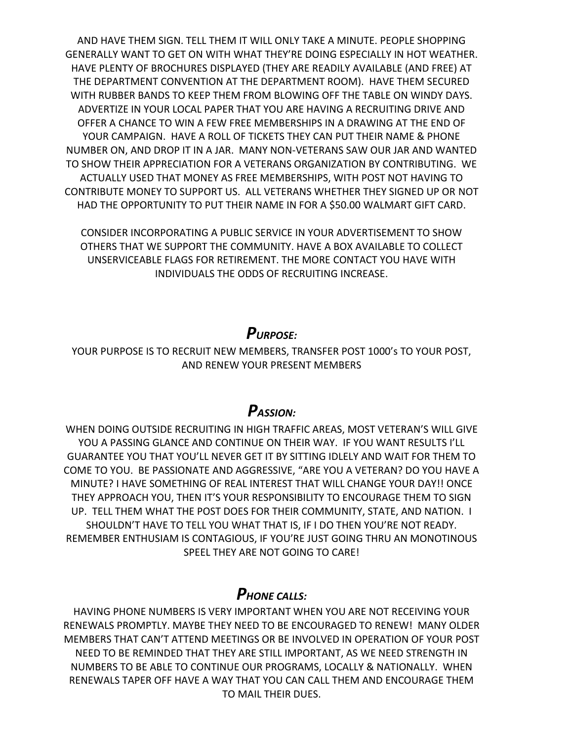AND HAVE THEM SIGN. TELL THEM IT WILL ONLY TAKE A MINUTE. PEOPLE SHOPPING GENERALLY WANT TO GET ON WITH WHAT THEY'RE DOING ESPECIALLY IN HOT WEATHER. HAVE PLENTY OF BROCHURES DISPLAYED (THEY ARE READILY AVAILABLE (AND FREE) AT THE DEPARTMENT CONVENTION AT THE DEPARTMENT ROOM). HAVE THEM SECURED WITH RUBBER BANDS TO KEEP THEM FROM BLOWING OFF THE TABLE ON WINDY DAYS. ADVERTIZE IN YOUR LOCAL PAPER THAT YOU ARE HAVING A RECRUITING DRIVE AND OFFER A CHANCE TO WIN A FEW FREE MEMBERSHIPS IN A DRAWING AT THE END OF YOUR CAMPAIGN. HAVE A ROLL OF TICKETS THEY CAN PUT THEIR NAME & PHONE NUMBER ON, AND DROP IT IN A JAR. MANY NON-VETERANS SAW OUR JAR AND WANTED TO SHOW THEIR APPRECIATION FOR A VETERANS ORGANIZATION BY CONTRIBUTING. WE ACTUALLY USED THAT MONEY AS FREE MEMBERSHIPS, WITH POST NOT HAVING TO CONTRIBUTE MONEY TO SUPPORT US. ALL VETERANS WHETHER THEY SIGNED UP OR NOT HAD THE OPPORTUNITY TO PUT THEIR NAME IN FOR A $50.00 WALMART GIFT CARD.

CONSIDER INCORPORATING A PUBLIC SERVICE IN YOUR ADVERTISEMENT TO SHOW OTHERS THAT WE SUPPORT THE COMMUNITY. HAVE A BOX AVAILABLE TO COLLECT UNSERVICEABLE FLAGS FOR RETIREMENT. THE MORE CONTACT YOU HAVE WITH INDIVIDUALS THE ODDS OF RECRUITING INCREASE.

## *PURPOSE:*

YOUR PURPOSE IS TO RECRUIT NEW MEMBERS, TRANSFER POST 1000's TO YOUR POST, AND RENEW YOUR PRESENT MEMBERS

## *PASSION:*

WHEN DOING OUTSIDE RECRUITING IN HIGH TRAFFIC AREAS, MOST VETERAN'S WILL GIVE YOU A PASSING GLANCE AND CONTINUE ON THEIR WAY. IF YOU WANT RESULTS I'LL GUARANTEE YOU THAT YOU'LL NEVER GET IT BY SITTING IDLELY AND WAIT FOR THEM TO COME TO YOU. BE PASSIONATE AND AGGRESSIVE, "ARE YOU A VETERAN? DO YOU HAVE A MINUTE? I HAVE SOMETHING OF REAL INTEREST THAT WILL CHANGE YOUR DAY!! ONCE THEY APPROACH YOU, THEN IT'S YOUR RESPONSIBILITY TO ENCOURAGE THEM TO SIGN UP. TELL THEM WHAT THE POST DOES FOR THEIR COMMUNITY, STATE, AND NATION. I SHOULDN'T HAVE TO TELL YOU WHAT THAT IS, IF I DO THEN YOU'RE NOT READY. REMEMBER ENTHUSIAM IS CONTAGIOUS, IF YOU'RE JUST GOING THRU AN MONOTINOUS SPEEL THEY ARE NOT GOING TO CARE!

## *PHONE CALLS:*

HAVING PHONE NUMBERS IS VERY IMPORTANT WHEN YOU ARE NOT RECEIVING YOUR RENEWALS PROMPTLY. MAYBE THEY NEED TO BE ENCOURAGED TO RENEW! MANY OLDER MEMBERS THAT CAN'T ATTEND MEETINGS OR BE INVOLVED IN OPERATION OF YOUR POST NEED TO BE REMINDED THAT THEY ARE STILL IMPORTANT, AS WE NEED STRENGTH IN NUMBERS TO BE ABLE TO CONTINUE OUR PROGRAMS, LOCALLY & NATIONALLY. WHEN RENEWALS TAPER OFF HAVE A WAY THAT YOU CAN CALL THEM AND ENCOURAGE THEM TO MAIL THEIR DUES.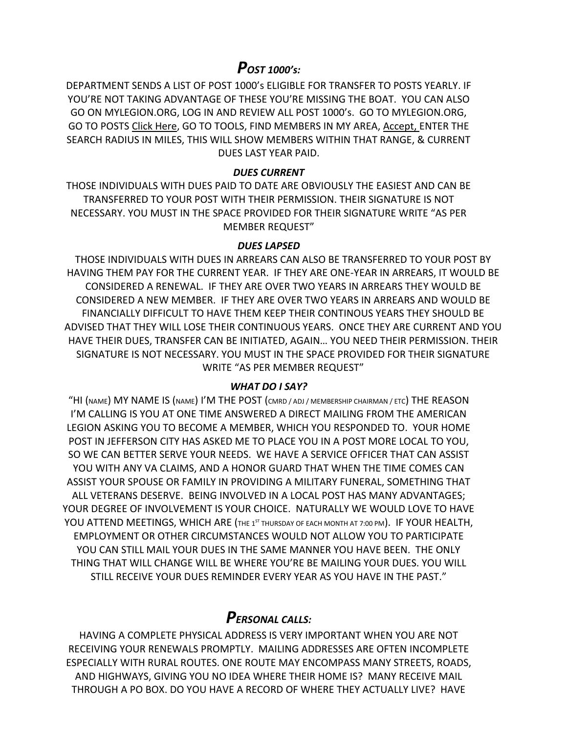## *POST 1000's:*

DEPARTMENT SENDS A LIST OF POST 1000's ELIGIBLE FOR TRANSFER TO POSTS YEARLY. IF YOU'RE NOT TAKING ADVANTAGE OF THESE YOU'RE MISSING THE BOAT. YOU CAN ALSO GO ON MYLEGION.ORG, LOG IN AND REVIEW ALL POST 1000's. GO TO MYLEGION.ORG, GO TO POSTS Click Here, GO TO TOOLS, FIND MEMBERS IN MY AREA, Accept, ENTER THE SEARCH RADIUS IN MILES, THIS WILL SHOW MEMBERS WITHIN THAT RANGE, & CURRENT DUES LAST YEAR PAID.

### *DUES CURRENT*

THOSE INDIVIDUALS WITH DUES PAID TO DATE ARE OBVIOUSLY THE EASIEST AND CAN BE TRANSFERRED TO YOUR POST WITH THEIR PERMISSION. THEIR SIGNATURE IS NOT NECESSARY. YOU MUST IN THE SPACE PROVIDED FOR THEIR SIGNATURE WRITE "AS PER MEMBER REQUEST"

### *DUES LAPSED*

THOSE INDIVIDUALS WITH DUES IN ARREARS CAN ALSO BE TRANSFERRED TO YOUR POST BY HAVING THEM PAY FOR THE CURRENT YEAR. IF THEY ARE ONE-YEAR IN ARREARS, IT WOULD BE CONSIDERED A RENEWAL. IF THEY ARE OVER TWO YEARS IN ARREARS THEY WOULD BE CONSIDERED A NEW MEMBER. IF THEY ARE OVER TWO YEARS IN ARREARS AND WOULD BE FINANCIALLY DIFFICULT TO HAVE THEM KEEP THEIR CONTINOUS YEARS THEY SHOULD BE ADVISED THAT THEY WILL LOSE THEIR CONTINUOUS YEARS. ONCE THEY ARE CURRENT AND YOU HAVE THEIR DUES, TRANSFER CAN BE INITIATED, AGAIN… YOU NEED THEIR PERMISSION. THEIR SIGNATURE IS NOT NECESSARY. YOU MUST IN THE SPACE PROVIDED FOR THEIR SIGNATURE WRITE "AS PER MEMBER REQUEST"

### *WHAT DO I SAY?*

"HI (NAME) MY NAME IS (NAME) I'M THE POST (CMRD / ADJ / MEMBERSHIP CHAIRMAN / ETC) THE REASON I'M CALLING IS YOU AT ONE TIME ANSWERED A DIRECT MAILING FROM THE AMERICAN LEGION ASKING YOU TO BECOME A MEMBER, WHICH YOU RESPONDED TO. YOUR HOME POST IN JEFFERSON CITY HAS ASKED ME TO PLACE YOU IN A POST MORE LOCAL TO YOU, SO WE CAN BETTER SERVE YOUR NEEDS. WE HAVE A SERVICE OFFICER THAT CAN ASSIST YOU WITH ANY VA CLAIMS, AND A HONOR GUARD THAT WHEN THE TIME COMES CAN ASSIST YOUR SPOUSE OR FAMILY IN PROVIDING A MILITARY FUNERAL, SOMETHING THAT ALL VETERANS DESERVE. BEING INVOLVED IN A LOCAL POST HAS MANY ADVANTAGES; YOUR DEGREE OF INVOLVEMENT IS YOUR CHOICE. NATURALLY WE WOULD LOVE TO HAVE YOU ATTEND MEETINGS, WHICH ARE (THE 1ST THURSDAY OF EACH MONTH AT 7:00 PM). IF YOUR HEALTH, EMPLOYMENT OR OTHER CIRCUMSTANCES WOULD NOT ALLOW YOU TO PARTICIPATE YOU CAN STILL MAIL YOUR DUES IN THE SAME MANNER YOU HAVE BEEN. THE ONLY THING THAT WILL CHANGE WILL BE WHERE YOU'RE BE MAILING YOUR DUES. YOU WILL STILL RECEIVE YOUR DUES REMINDER EVERY YEAR AS YOU HAVE IN THE PAST."

## *PERSONAL CALLS:*

HAVING A COMPLETE PHYSICAL ADDRESS IS VERY IMPORTANT WHEN YOU ARE NOT RECEIVING YOUR RENEWALS PROMPTLY. MAILING ADDRESSES ARE OFTEN INCOMPLETE ESPECIALLY WITH RURAL ROUTES. ONE ROUTE MAY ENCOMPASS MANY STREETS, ROADS, AND HIGHWAYS, GIVING YOU NO IDEA WHERE THEIR HOME IS? MANY RECEIVE MAIL THROUGH A PO BOX. DO YOU HAVE A RECORD OF WHERE THEY ACTUALLY LIVE? HAVE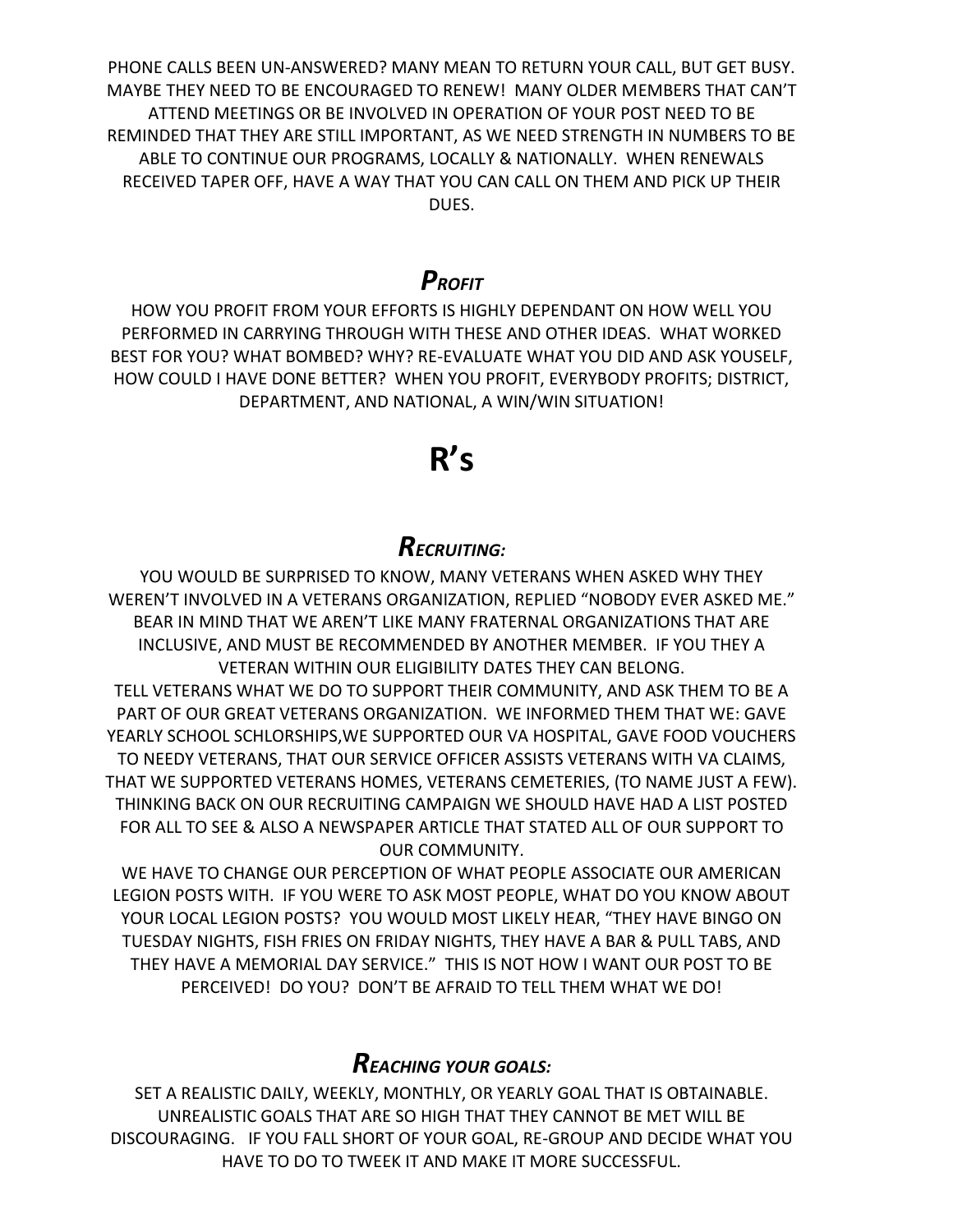PHONE CALLS BEEN UN-ANSWERED? MANY MEAN TO RETURN YOUR CALL, BUT GET BUSY. MAYBE THEY NEED TO BE ENCOURAGED TO RENEW! MANY OLDER MEMBERS THAT CAN'T ATTEND MEETINGS OR BE INVOLVED IN OPERATION OF YOUR POST NEED TO BE REMINDED THAT THEY ARE STILL IMPORTANT, AS WE NEED STRENGTH IN NUMBERS TO BE ABLE TO CONTINUE OUR PROGRAMS, LOCALLY & NATIONALLY. WHEN RENEWALS RECEIVED TAPER OFF, HAVE A WAY THAT YOU CAN CALL ON THEM AND PICK UP THEIR DUES.

### *PROFIT*

HOW YOU PROFIT FROM YOUR EFFORTS IS HIGHLY DEPENDANT ON HOW WELL YOU PERFORMED IN CARRYING THROUGH WITH THESE AND OTHER IDEAS. WHAT WORKED BEST FOR YOU? WHAT BOMBED? WHY? RE-EVALUATE WHAT YOU DID AND ASK YOUSELF, HOW COULD I HAVE DONE BETTER? WHEN YOU PROFIT, EVERYBODY PROFITS; DISTRICT, DEPARTMENT, AND NATIONAL, A WIN/WIN SITUATION!

## R's

### *RECRUITING:*

YOU WOULD BE SURPRISED TO KNOW, MANY VETERANS WHEN ASKED WHY THEY WEREN'T INVOLVED IN A VETERANS ORGANIZATION, REPLIED "NOBODY EVER ASKED ME." BEAR IN MIND THAT WE AREN'T LIKE MANY FRATERNAL ORGANIZATIONS THAT ARE INCLUSIVE, AND MUST BE RECOMMENDED BY ANOTHER MEMBER. IF YOU THEY A VETERAN WITHIN OUR ELIGIBILITY DATES THEY CAN BELONG.

TELL VETERANS WHAT WE DO TO SUPPORT THEIR COMMUNITY, AND ASK THEM TO BE A PART OF OUR GREAT VETERANS ORGANIZATION. WE INFORMED THEM THAT WE: GAVE YEARLY SCHOOL SCHLORSHIPS,WE SUPPORTED OUR VA HOSPITAL, GAVE FOOD VOUCHERS TO NEEDY VETERANS, THAT OUR SERVICE OFFICER ASSISTS VETERANS WITH VA CLAIMS, THAT WE SUPPORTED VETERANS HOMES, VETERANS CEMETERIES, (TO NAME JUST A FEW). THINKING BACK ON OUR RECRUITING CAMPAIGN WE SHOULD HAVE HAD A LIST POSTED FOR ALL TO SEE & ALSO A NEWSPAPER ARTICLE THAT STATED ALL OF OUR SUPPORT TO OUR COMMUNITY.

WE HAVE TO CHANGE OUR PERCEPTION OF WHAT PEOPLE ASSOCIATE OUR AMERICAN LEGION POSTS WITH. IF YOU WERE TO ASK MOST PEOPLE, WHAT DO YOU KNOW ABOUT YOUR LOCAL LEGION POSTS? YOU WOULD MOST LIKELY HEAR, "THEY HAVE BINGO ON TUESDAY NIGHTS, FISH FRIES ON FRIDAY NIGHTS, THEY HAVE A BAR & PULL TABS, AND THEY HAVE A MEMORIAL DAY SERVICE." THIS IS NOT HOW I WANT OUR POST TO BE PERCEIVED! DO YOU? DON'T BE AFRAID TO TELL THEM WHAT WE DO!

### *REACHING YOUR GOALS:*

SET A REALISTIC DAILY, WEEKLY, MONTHLY, OR YEARLY GOAL THAT IS OBTAINABLE. UNREALISTIC GOALS THAT ARE SO HIGH THAT THEY CANNOT BE MET WILL BE DISCOURAGING. IF YOU FALL SHORT OF YOUR GOAL, RE-GROUP AND DECIDE WHAT YOU HAVE TO DO TO TWEEK IT AND MAKE IT MORE SUCCESSFUL.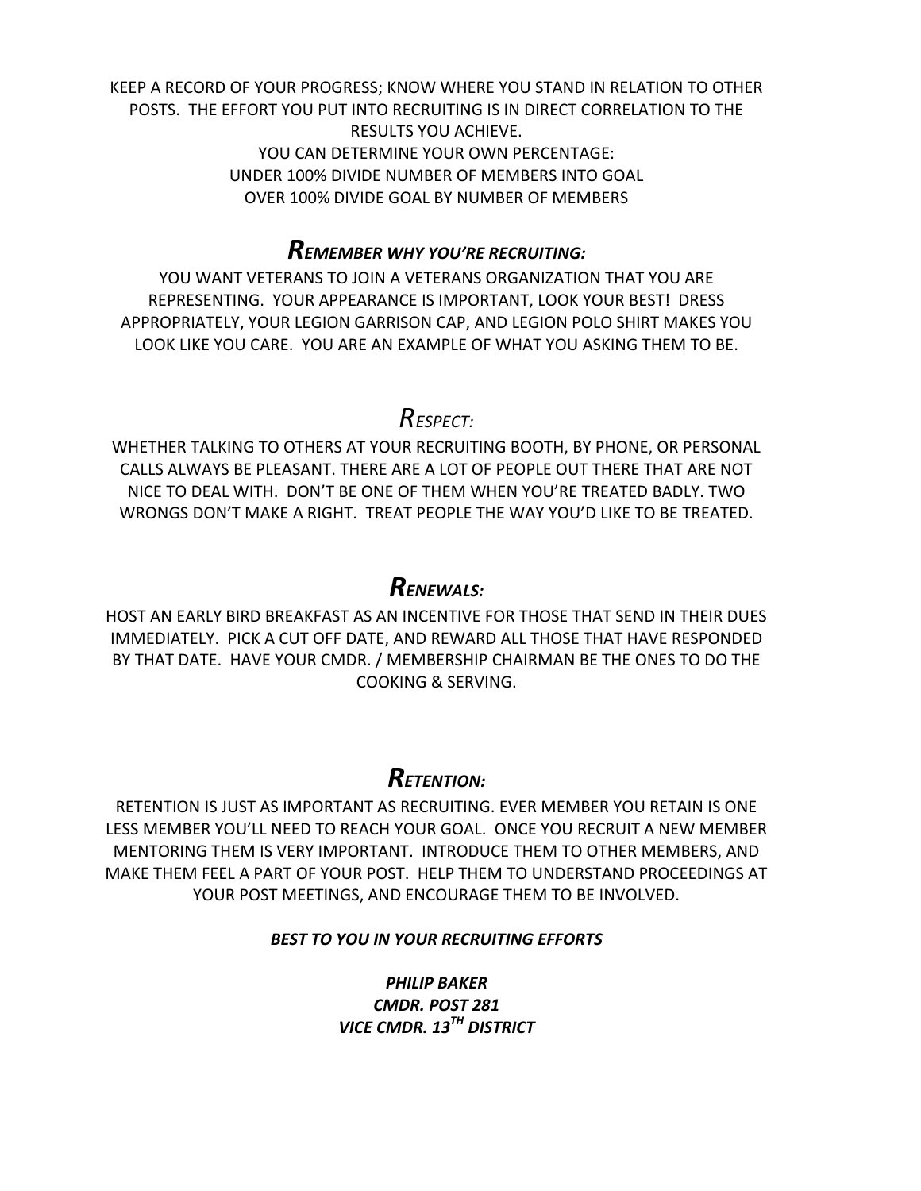KEEP A RECORD OF YOUR PROGRESS; KNOW WHERE YOU STAND IN RELATION TO OTHER POSTS. THE EFFORT YOU PUT INTO RECRUITING IS IN DIRECT CORRELATION TO THE RESULTS YOU ACHIEVE.

YOU CAN DETERMINE YOUR OWN PERCENTAGE:
UNDER 100% DIVIDE NUMBER OF MEMBERS INTO GOAL
OVER 100% DIVIDE GOAL BY NUMBER OF MEMBERS

## *REMEMBER WHY YOU'RE RECRUITING:*

YOU WANT VETERANS TO JOIN A VETERANS ORGANIZATION THAT YOU ARE REPRESENTING. YOUR APPEARANCE IS IMPORTANT, LOOK YOUR BEST! DRESS APPROPRIATELY, YOUR LEGION GARRISON CAP, AND LEGION POLO SHIRT MAKES YOU LOOK LIKE YOU CARE. YOU ARE AN EXAMPLE OF WHAT YOU ASKING THEM TO BE.

## *RESPECT:*

WHETHER TALKING TO OTHERS AT YOUR RECRUITING BOOTH, BY PHONE, OR PERSONAL CALLS ALWAYS BE PLEASANT. THERE ARE A LOT OF PEOPLE OUT THERE THAT ARE NOT NICE TO DEAL WITH. DON'T BE ONE OF THEM WHEN YOU'RE TREATED BADLY. TWO WRONGS DON'T MAKE A RIGHT. TREAT PEOPLE THE WAY YOU'D LIKE TO BE TREATED.

## *RENEWALS:*

HOST AN EARLY BIRD BREAKFAST AS AN INCENTIVE FOR THOSE THAT SEND IN THEIR DUES IMMEDIATELY. PICK A CUT OFF DATE, AND REWARD ALL THOSE THAT HAVE RESPONDED BY THAT DATE. HAVE YOUR CMDR. / MEMBERSHIP CHAIRMAN BE THE ONES TO DO THE COOKING & SERVING.

## *RETENTION:*

RETENTION IS JUST AS IMPORTANT AS RECRUITING. EVER MEMBER YOU RETAIN IS ONE LESS MEMBER YOU'LL NEED TO REACH YOUR GOAL. ONCE YOU RECRUIT A NEW MEMBER MENTORING THEM IS VERY IMPORTANT. INTRODUCE THEM TO OTHER MEMBERS, AND MAKE THEM FEEL A PART OF YOUR POST. HELP THEM TO UNDERSTAND PROCEEDINGS AT YOUR POST MEETINGS, AND ENCOURAGE THEM TO BE INVOLVED.

***BEST TO YOU IN YOUR RECRUITING EFFORTS***

***PHILIP BAKER***
***CMDR. POST 281***
***VICE CMDR. 13TH DISTRICT***